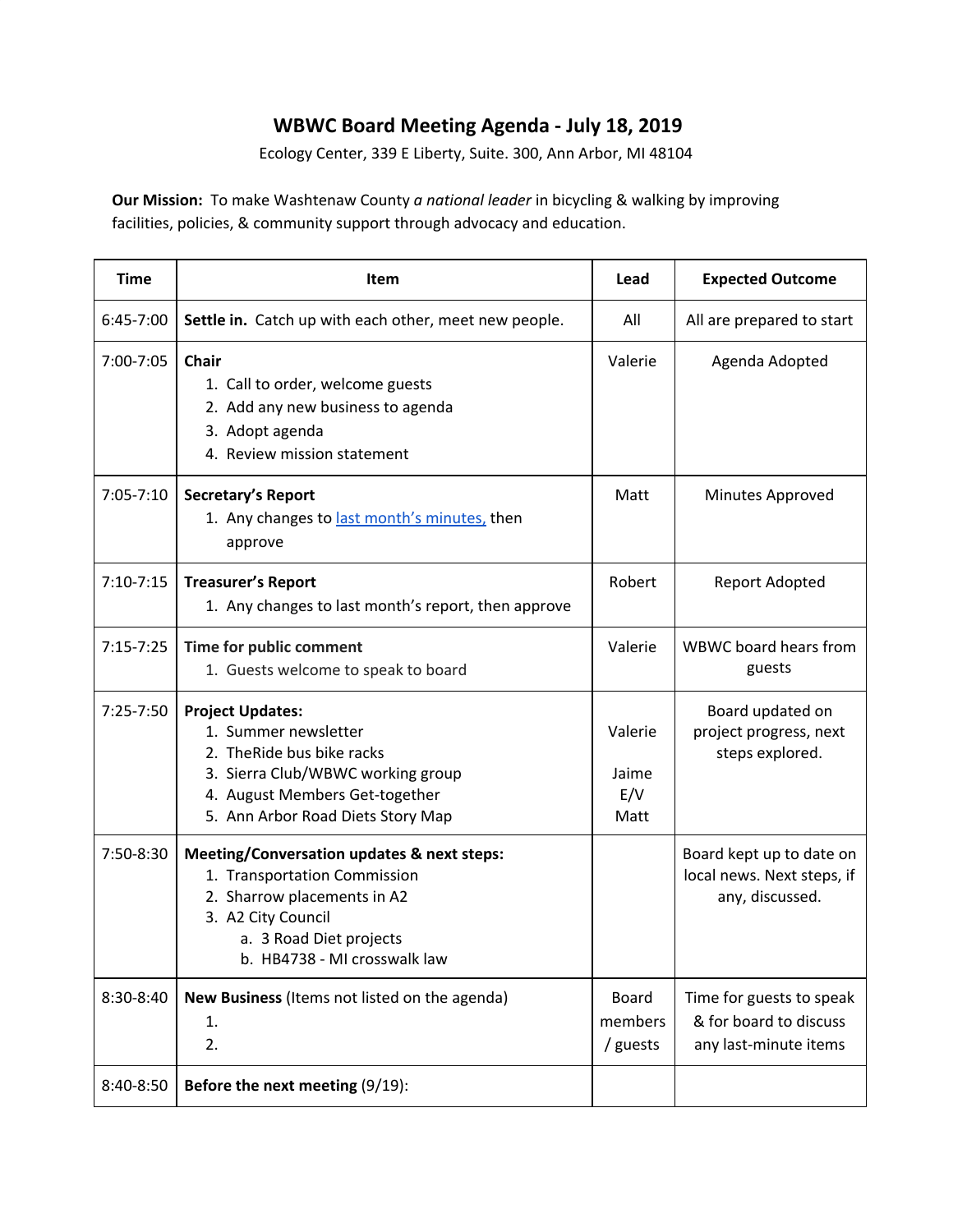# WBWC Board Meeting Agenda - July 18, 2019

Ecology Center, 339 E Liberty, Suite. 300, Ann Arbor, MI 48104

**Our Mission:** To make Washtenaw County *a national leader* in bicycling & walking by improving facilities, policies, & community support through advocacy and education.

| Time | Item | Lead | Expected Outcome |
|---|---|---|---|
| 6:45-7:00 | **Settle in.** Catch up with each other, meet new people. | All | All are prepared to start |
| 7:00-7:05 | **Chair**<br>1. Call to order, welcome guests<br>2. Add any new business to agenda<br>3. Adopt agenda<br>4. Review mission statement | Valerie | Agenda Adopted |
| 7:05-7:10 | **Secretary's Report**<br>1. Any changes to last month's minutes, then approve | Matt | Minutes Approved |
| 7:10-7:15 | **Treasurer's Report**<br>1. Any changes to last month's report, then approve | Robert | Report Adopted |
| 7:15-7:25 | **Time for public comment**<br>1. Guests welcome to speak to board | Valerie | WBWC board hears from guests |
| 7:25-7:50 | **Project Updates:**<br>1. Summer newsletter<br>2. TheRide bus bike racks<br>3. Sierra Club/WBWC working group<br>4. August Members Get-together<br>5. Ann Arbor Road Diets Story Map | Valerie<br><br>Jaime<br>E/V<br>Matt | Board updated on project progress, next steps explored. |
| 7:50-8:30 | **Meeting/Conversation updates & next steps:**<br>1. Transportation Commission<br>2. Sharrow placements in A2<br>3. A2 City Council<br>a. 3 Road Diet projects<br>b. HB4738 - MI crosswalk law | | Board kept up to date on local news. Next steps, if any, discussed. |
| 8:30-8:40 | **New Business** (Items not listed on the agenda)<br>1.<br>2. | Board members / guests | Time for guests to speak & for board to discuss any last-minute items |
| 8:40-8:50 | **Before the next meeting** (9/19): | | |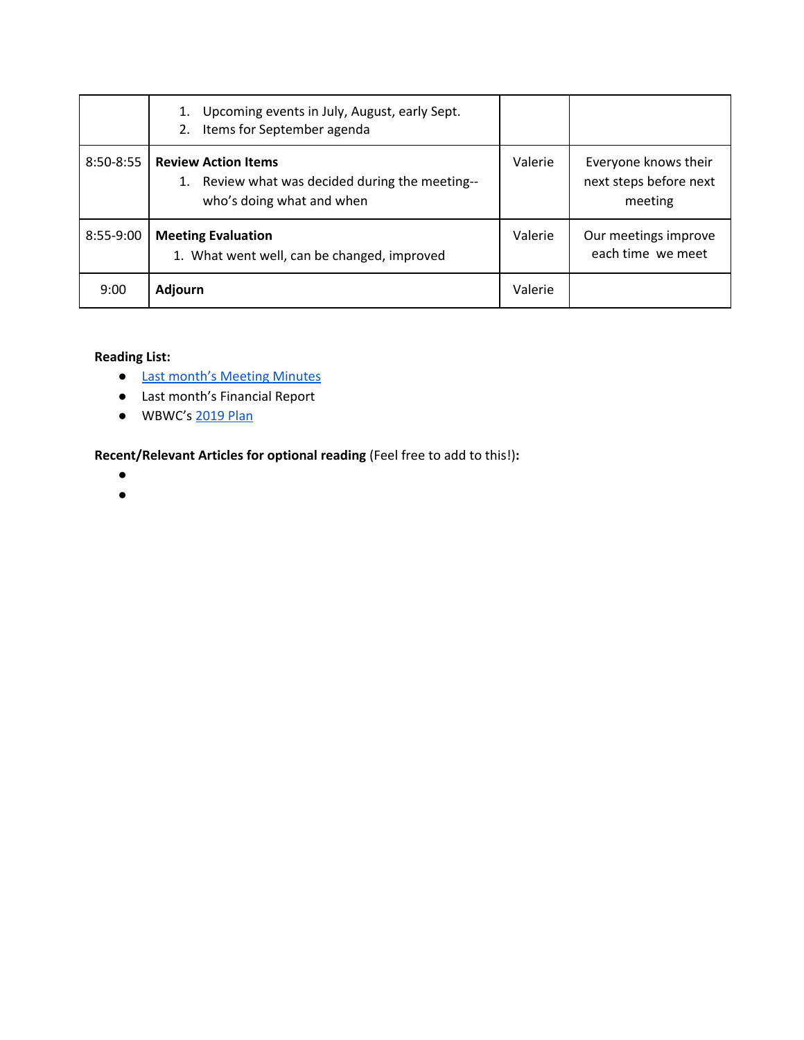| | | | |
|---|---|---|---|
| | 1. Upcoming events in July, August, early Sept.<br>2. Items for September agenda | | |
| 8:50-8:55 | **Review Action Items**<br>1. Review what was decided during the meeting--who's doing what and when | Valerie | Everyone knows their next steps before next meeting |
| 8:55-9:00 | **Meeting Evaluation**<br>1. What went well, can be changed, improved | Valerie | Our meetings improve each time we meet |
| 9:00 | **Adjourn** | Valerie | |

**Reading List:**

- Last month's Meeting Minutes
- Last month's Financial Report
- WBWC's 2019 Plan

**Recent/Relevant Articles for optional reading** (Feel free to add to this!)**:**

- 
-